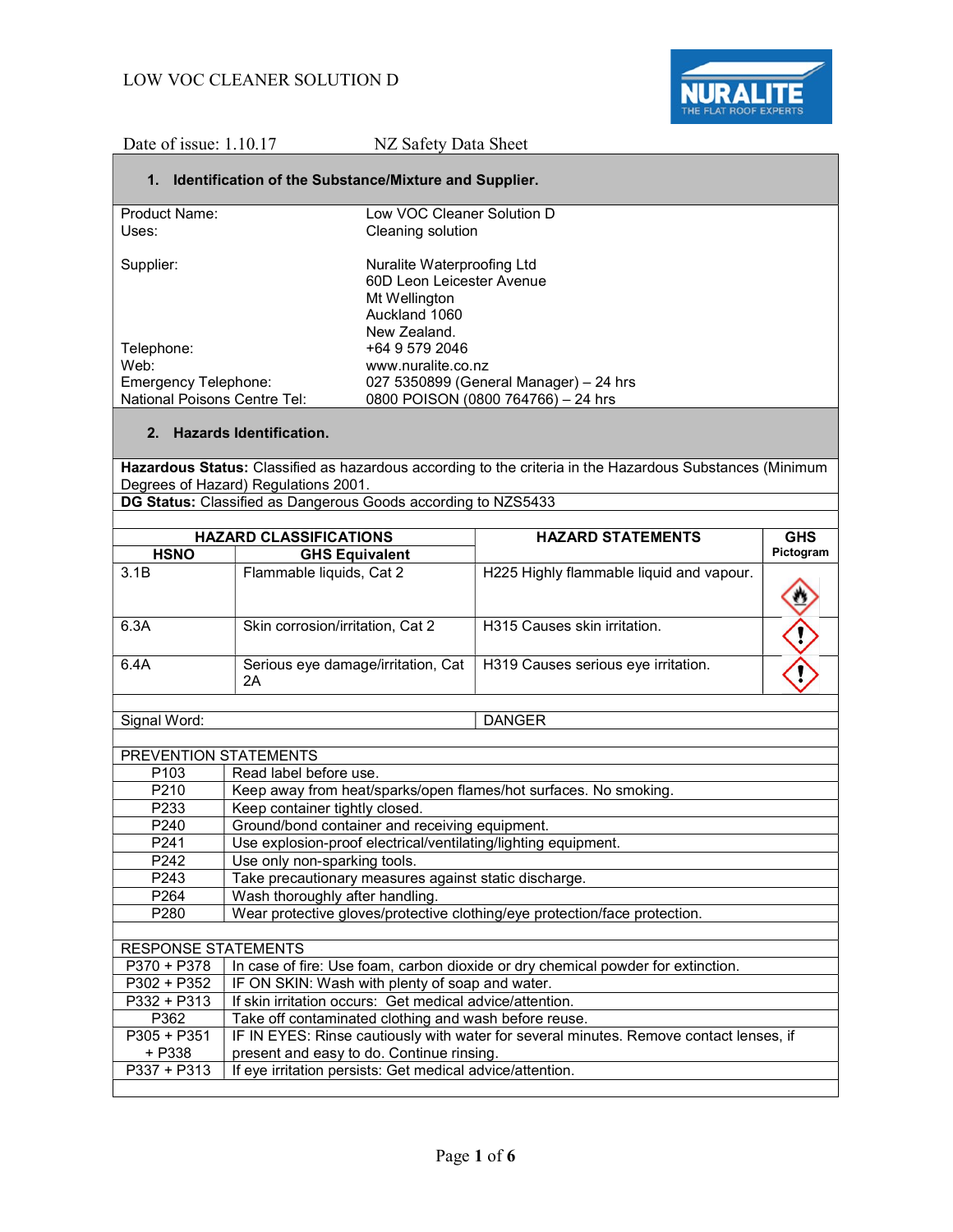LOW VOC CLEANER SOLUTION D

NURALITE THE FLAT ROOF EXPERTS

Date of issue: 1.10.17 NZ Safety Data Sheet

## 1. Identification of the Substance/Mixture and Supplier.

| | |
|---|---|
| Product Name: | Low VOC Cleaner Solution D |
| Uses: | Cleaning solution |
| Supplier: | Nuralite Waterproofing Ltd<br>60D Leon Leicester Avenue<br>Mt Wellington<br>Auckland 1060<br>New Zealand. |
| Telephone: | +64 9 579 2046 |
| Web: | www.nuralite.co.nz |
| Emergency Telephone: | 027 5350899 (General Manager) – 24 hrs |
| National Poisons Centre Tel: | 0800 POISON (0800 764766) – 24 hrs |

## 2. Hazards Identification.

**Hazardous Status:** Classified as hazardous according to the criteria in the Hazardous Substances (Minimum Degrees of Hazard) Regulations 2001.

**DG Status:** Classified as Dangerous Goods according to NZS5433

| HAZARD CLASSIFICATIONS | | HAZARD STATEMENTS | GHS Pictogram |
|---|---|---|---|
| **HSNO** | **GHS Equivalent** | | |
| 3.1B | Flammable liquids, Cat 2 | H225 Highly flammable liquid and vapour. | |
| 6.3A | Skin corrosion/irritation, Cat 2 | H315 Causes skin irritation. | |
| 6.4A | Serious eye damage/irritation, Cat 2A | H319 Causes serious eye irritation. | |

| | |
|---|---|
| Signal Word: | DANGER |

| PREVENTION STATEMENTS | |
|---|---|
| P103 | Read label before use. |
| P210 | Keep away from heat/sparks/open flames/hot surfaces. No smoking. |
| P233 | Keep container tightly closed. |
| P240 | Ground/bond container and receiving equipment. |
| P241 | Use explosion-proof electrical/ventilating/lighting equipment. |
| P242 | Use only non-sparking tools. |
| P243 | Take precautionary measures against static discharge. |
| P264 | Wash thoroughly after handling. |
| P280 | Wear protective gloves/protective clothing/eye protection/face protection. |

| RESPONSE STATEMENTS | |
|---|---|
| P370 + P378 | In case of fire: Use foam, carbon dioxide or dry chemical powder for extinction. |
| P302 + P352 | IF ON SKIN: Wash with plenty of soap and water. |
| P332 + P313 | If skin irritation occurs: Get medical advice/attention. |
| P362 | Take off contaminated clothing and wash before reuse. |
| P305 + P351 + P338 | IF IN EYES: Rinse cautiously with water for several minutes. Remove contact lenses, if present and easy to do. Continue rinsing. |
| P337 + P313 | If eye irritation persists: Get medical advice/attention. |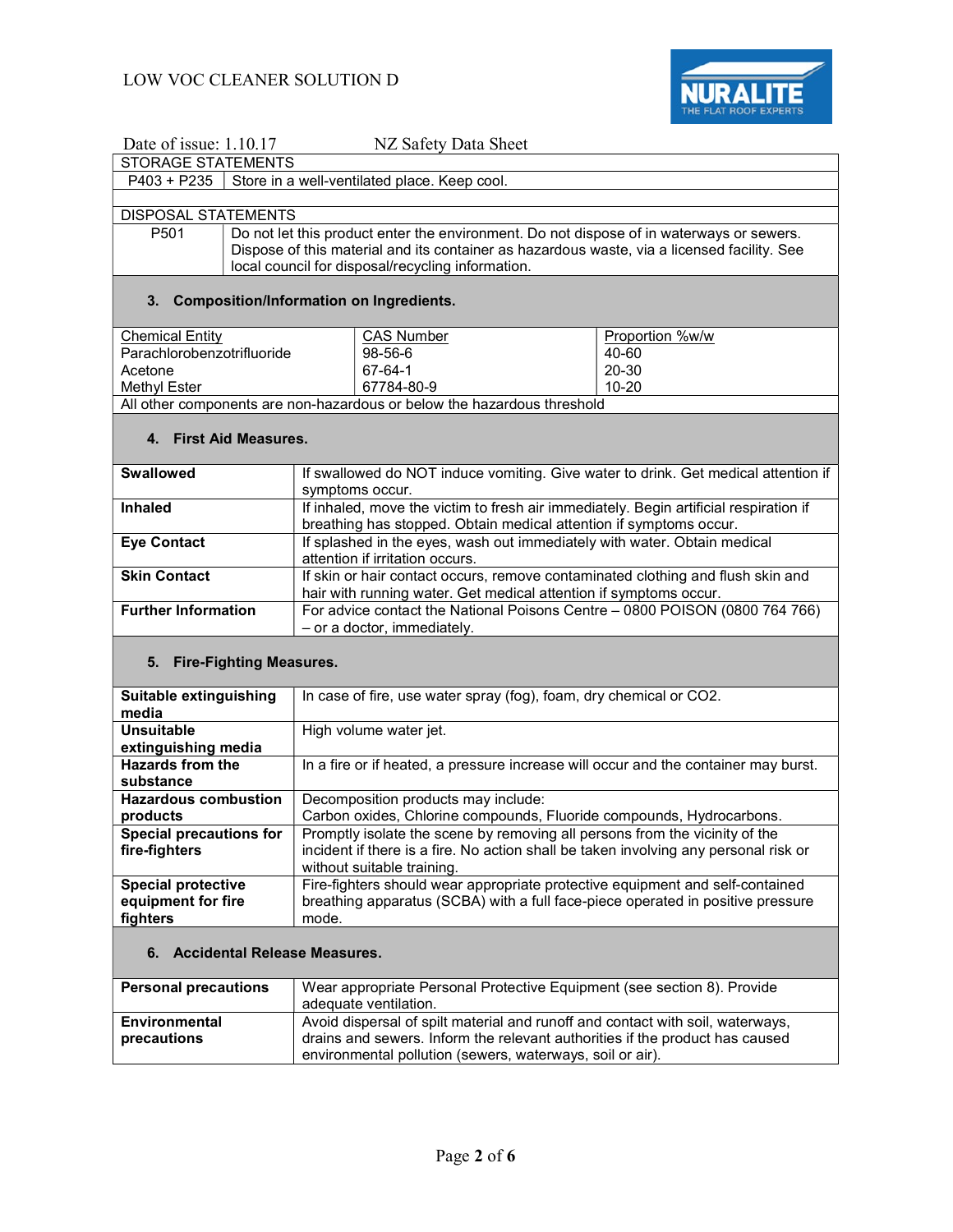| STORAGE STATEMENTS | |
|---|---|
| P403 + P235 | Store in a well-ventilated place. Keep cool. |

| DISPOSAL STATEMENTS | |
|---|---|
| P501 | Do not let this product enter the environment. Do not dispose of in waterways or sewers. Dispose of this material and its container as hazardous waste, via a licensed facility. See local council for disposal/recycling information. |

## 3. Composition/Information on Ingredients.

| Chemical Entity | CAS Number | Proportion %w/w |
|---|---|---|
| Parachlorobenzotrifluoride | 98-56-6 | 40-60 |
| Acetone | 67-64-1 | 20-30 |
| Methyl Ester | 67784-80-9 | 10-20 |
| All other components are non-hazardous or below the hazardous threshold | | |

## 4. First Aid Measures.

| | |
|---|---|
| **Swallowed** | If swallowed do NOT induce vomiting. Give water to drink. Get medical attention if symptoms occur. |
| **Inhaled** | If inhaled, move the victim to fresh air immediately. Begin artificial respiration if breathing has stopped. Obtain medical attention if symptoms occur. |
| **Eye Contact** | If splashed in the eyes, wash out immediately with water. Obtain medical attention if irritation occurs. |
| **Skin Contact** | If skin or hair contact occurs, remove contaminated clothing and flush skin and hair with running water. Get medical attention if symptoms occur. |
| **Further Information** | For advice contact the National Poisons Centre – 0800 POISON (0800 764 766) – or a doctor, immediately. |

## 5. Fire-Fighting Measures.

| | |
|---|---|
| **Suitable extinguishing media** | In case of fire, use water spray (fog), foam, dry chemical or CO2. |
| **Unsuitable extinguishing media** | High volume water jet. |
| **Hazards from the substance** | In a fire or if heated, a pressure increase will occur and the container may burst. |
| **Hazardous combustion products** | Decomposition products may include: Carbon oxides, Chlorine compounds, Fluoride compounds, Hydrocarbons. |
| **Special precautions for fire-fighters** | Promptly isolate the scene by removing all persons from the vicinity of the incident if there is a fire. No action shall be taken involving any personal risk or without suitable training. |
| **Special protective equipment for fire fighters** | Fire-fighters should wear appropriate protective equipment and self-contained breathing apparatus (SCBA) with a full face-piece operated in positive pressure mode. |

## 6. Accidental Release Measures.

| | |
|---|---|
| **Personal precautions** | Wear appropriate Personal Protective Equipment (see section 8). Provide adequate ventilation. |
| **Environmental precautions** | Avoid dispersal of spilt material and runoff and contact with soil, waterways, drains and sewers. Inform the relevant authorities if the product has caused environmental pollution (sewers, waterways, soil or air). |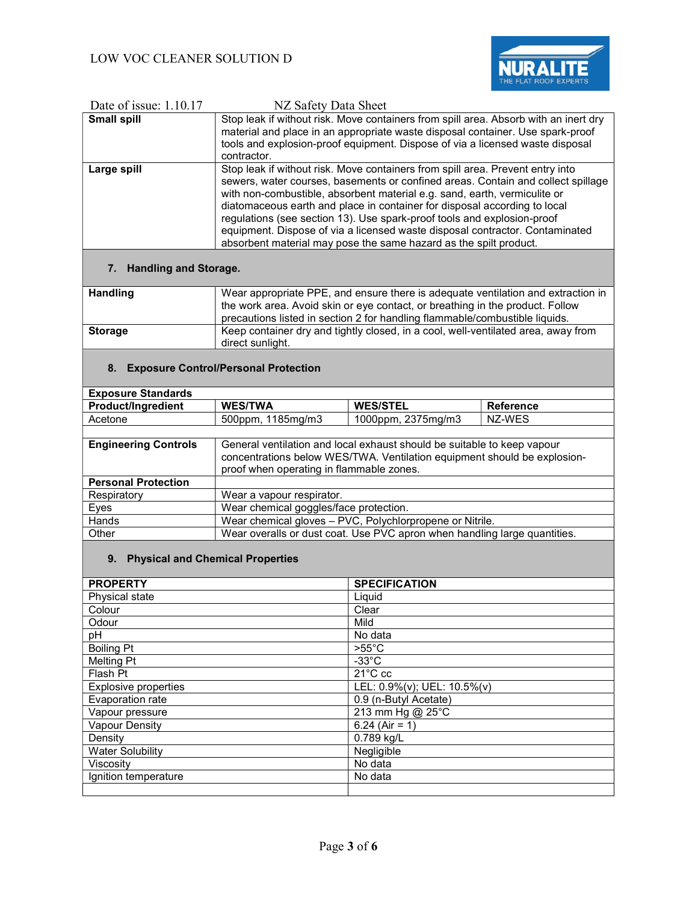| | |
|---|---|
| **Small spill** | Stop leak if without risk. Move containers from spill area. Absorb with an inert dry material and place in an appropriate waste disposal container. Use spark-proof tools and explosion-proof equipment. Dispose of via a licensed waste disposal contractor. |
| **Large spill** | Stop leak if without risk. Move containers from spill area. Prevent entry into sewers, water courses, basements or confined areas. Contain and collect spillage with non-combustible, absorbent material e.g. sand, earth, vermiculite or diatomaceous earth and place in container for disposal according to local regulations (see section 13). Use spark-proof tools and explosion-proof equipment. Dispose of via a licensed waste disposal contractor. Contaminated absorbent material may pose the same hazard as the spilt product. |

## 7. Handling and Storage.

| | |
|---|---|
| **Handling** | Wear appropriate PPE, and ensure there is adequate ventilation and extraction in the work area. Avoid skin or eye contact, or breathing in the product. Follow precautions listed in section 2 for handling flammable/combustible liquids. |
| **Storage** | Keep container dry and tightly closed, in a cool, well-ventilated area, away from direct sunlight. |

## 8. Exposure Control/Personal Protection

**Exposure Standards**

| Product/Ingredient | WES/TWA | WES/STEL | Reference |
|---|---|---|---|
| Acetone | 500ppm, 1185mg/m3 | 1000ppm, 2375mg/m3 | NZ-WES |

| | |
|---|---|
| **Engineering Controls** | General ventilation and local exhaust should be suitable to keep vapour concentrations below WES/TWA. Ventilation equipment should be explosion-proof when operating in flammable zones. |
| **Personal Protection** | |
| Respiratory | Wear a vapour respirator. |
| Eyes | Wear chemical goggles/face protection. |
| Hands | Wear chemical gloves – PVC, Polychlorprepene or Nitrile. |
| Other | Wear overalls or dust coat. Use PVC apron when handling large quantities. |

## 9. Physical and Chemical Properties

| PROPERTY | SPECIFICATION |
|---|---|
| Physical state | Liquid |
| Colour | Clear |
| Odour | Mild |
| pH | No data |
| Boiling Pt | >55°C |
| Melting Pt | -33°C |
| Flash Pt | 21°C cc |
| Explosive properties | LEL: 0.9%(v); UEL: 10.5%(v) |
| Evaporation rate | 0.9 (n-Butyl Acetate) |
| Vapour pressure | 213 mm Hg @ 25°C |
| Vapour Density | 6.24 (Air = 1) |
| Density | 0.789 kg/L |
| Water Solubility | Negligible |
| Viscosity | No data |
| Ignition temperature | No data |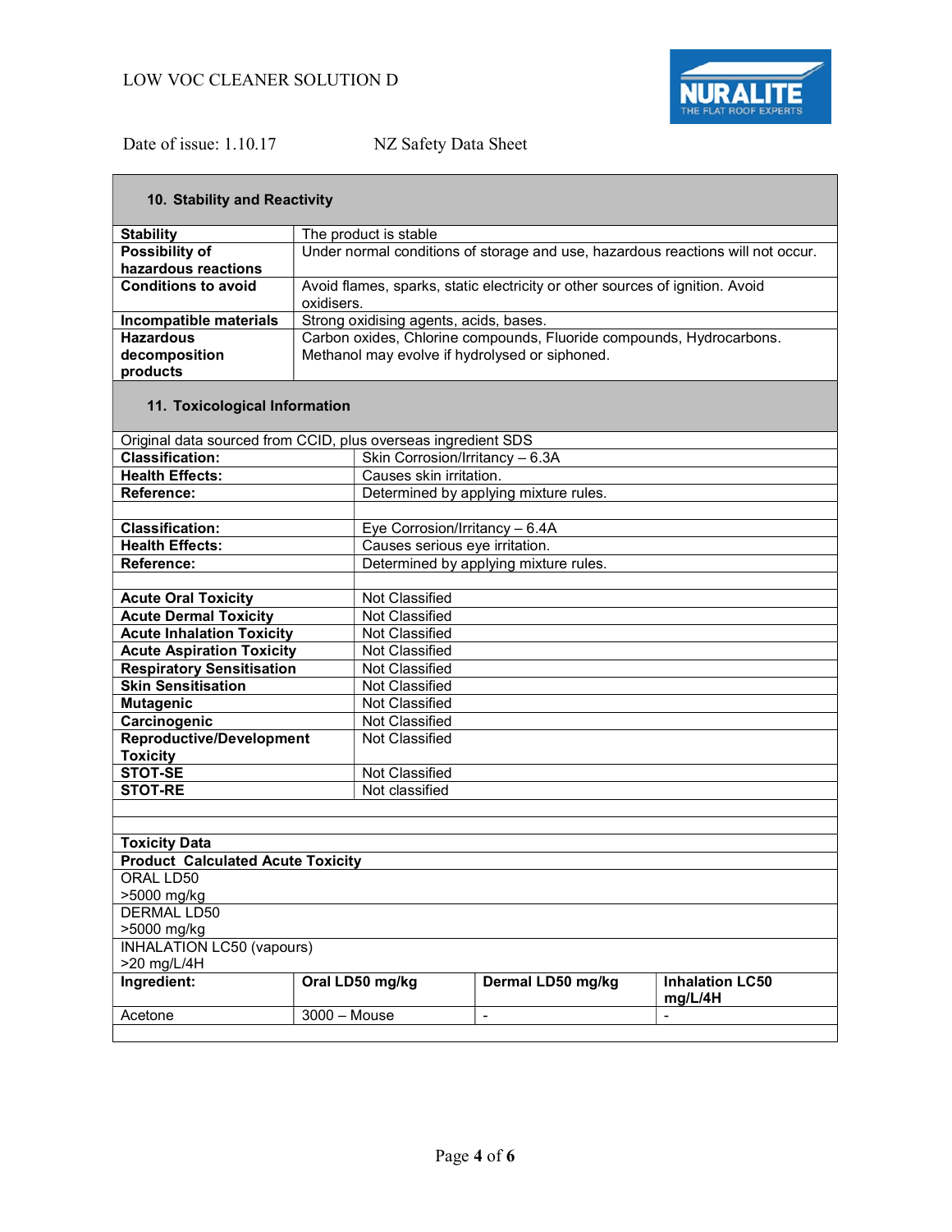## 10. Stability and Reactivity

| | |
|---|---|
| **Stability** | The product is stable |
| **Possibility of hazardous reactions** | Under normal conditions of storage and use, hazardous reactions will not occur. |
| **Conditions to avoid** | Avoid flames, sparks, static electricity or other sources of ignition. Avoid oxidisers. |
| **Incompatible materials** | Strong oxidising agents, acids, bases. |
| **Hazardous decomposition products** | Carbon oxides, Chlorine compounds, Fluoride compounds, Hydrocarbons. Methanol may evolve if hydrolysed or siphoned. |

## 11. Toxicological Information

Original data sourced from CCID, plus overseas ingredient SDS

| | |
|---|---|
| **Classification:** | Skin Corrosion/Irritancy – 6.3A |
| **Health Effects:** | Causes skin irritation. |
| **Reference:** | Determined by applying mixture rules. |
| | |
| **Classification:** | Eye Corrosion/Irritancy – 6.4A |
| **Health Effects:** | Causes serious eye irritation. |
| **Reference:** | Determined by applying mixture rules. |
| | |
| **Acute Oral Toxicity** | Not Classified |
| **Acute Dermal Toxicity** | Not Classified |
| **Acute Inhalation Toxicity** | Not Classified |
| **Acute Aspiration Toxicity** | Not Classified |
| **Respiratory Sensitisation** | Not Classified |
| **Skin Sensitisation** | Not Classified |
| **Mutagenic** | Not Classified |
| **Carcinogenic** | Not Classified |
| **Reproductive/Development Toxicity** | Not Classified |
| **STOT-SE** | Not Classified |
| **STOT-RE** | Not classified |

**Toxicity Data**

**Product Calculated Acute Toxicity**

ORAL LD50
>5000 mg/kg

DERMAL LD50
>5000 mg/kg

INHALATION LC50 (vapours)
>20 mg/L/4H

| **Ingredient:** | **Oral LD50 mg/kg** | **Dermal LD50 mg/kg** | **Inhalation LC50 mg/L/4H** |
|---|---|---|---|
| Acetone | 3000 – Mouse | - | - |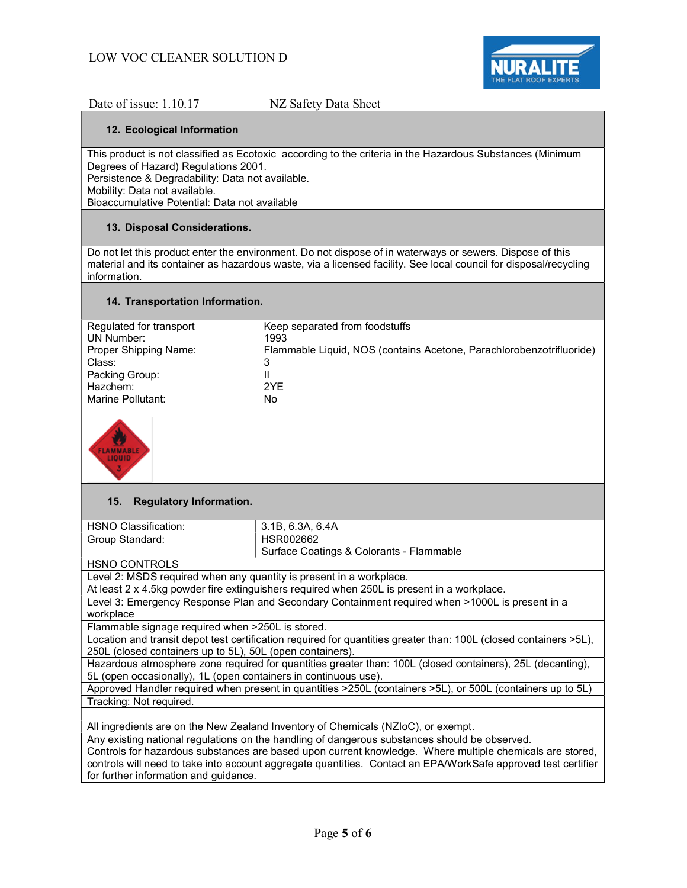## 12. Ecological Information

This product is not classified as Ecotoxic according to the criteria in the Hazardous Substances (Minimum Degrees of Hazard) Regulations 2001.
Persistence & Degradability: Data not available.
Mobility: Data not available.
Bioaccumulative Potential: Data not available

## 13. Disposal Considerations.

Do not let this product enter the environment. Do not dispose of in waterways or sewers. Dispose of this material and its container as hazardous waste, via a licensed facility. See local council for disposal/recycling information.

## 14. Transportation Information.

| | |
|---|---|
| Regulated for transport | Keep separated from foodstuffs |
| UN Number: | 1993 |
| Proper Shipping Name: | Flammable Liquid, NOS (contains Acetone, Parachlorobenzotrifluoride) |
| Class: | 3 |
| Packing Group: | II |
| Hazchem: | 2YE |
| Marine Pollutant: | No |

## 15. Regulatory Information.

| | |
|---|---|
| HSNO Classification: | 3.1B, 6.3A, 6.4A |
| Group Standard: | HSR002662<br>Surface Coatings & Colorants - Flammable |

HSNO CONTROLS

- Level 2: MSDS required when any quantity is present in a workplace.
- At least 2 x 4.5kg powder fire extinguishers required when 250L is present in a workplace.
- Level 3: Emergency Response Plan and Secondary Containment required when >1000L is present in a workplace
- Flammable signage required when >250L is stored.
- Location and transit depot test certification required for quantities greater than: 100L (closed containers >5L), 250L (closed containers up to 5L), 50L (open containers).
- Hazardous atmosphere zone required for quantities greater than: 100L (closed containers), 25L (decanting), 5L (open occasionally), 1L (open containers in continuous use).
- Approved Handler required when present in quantities >250L (containers >5L), or 500L (containers up to 5L)
- Tracking: Not required.

All ingredients are on the New Zealand Inventory of Chemicals (NZIoC), or exempt.

Any existing national regulations on the handling of dangerous substances should be observed.
Controls for hazardous substances are based upon current knowledge. Where multiple chemicals are stored, controls will need to take into account aggregate quantities. Contact an EPA/WorkSafe approved test certifier for further information and guidance.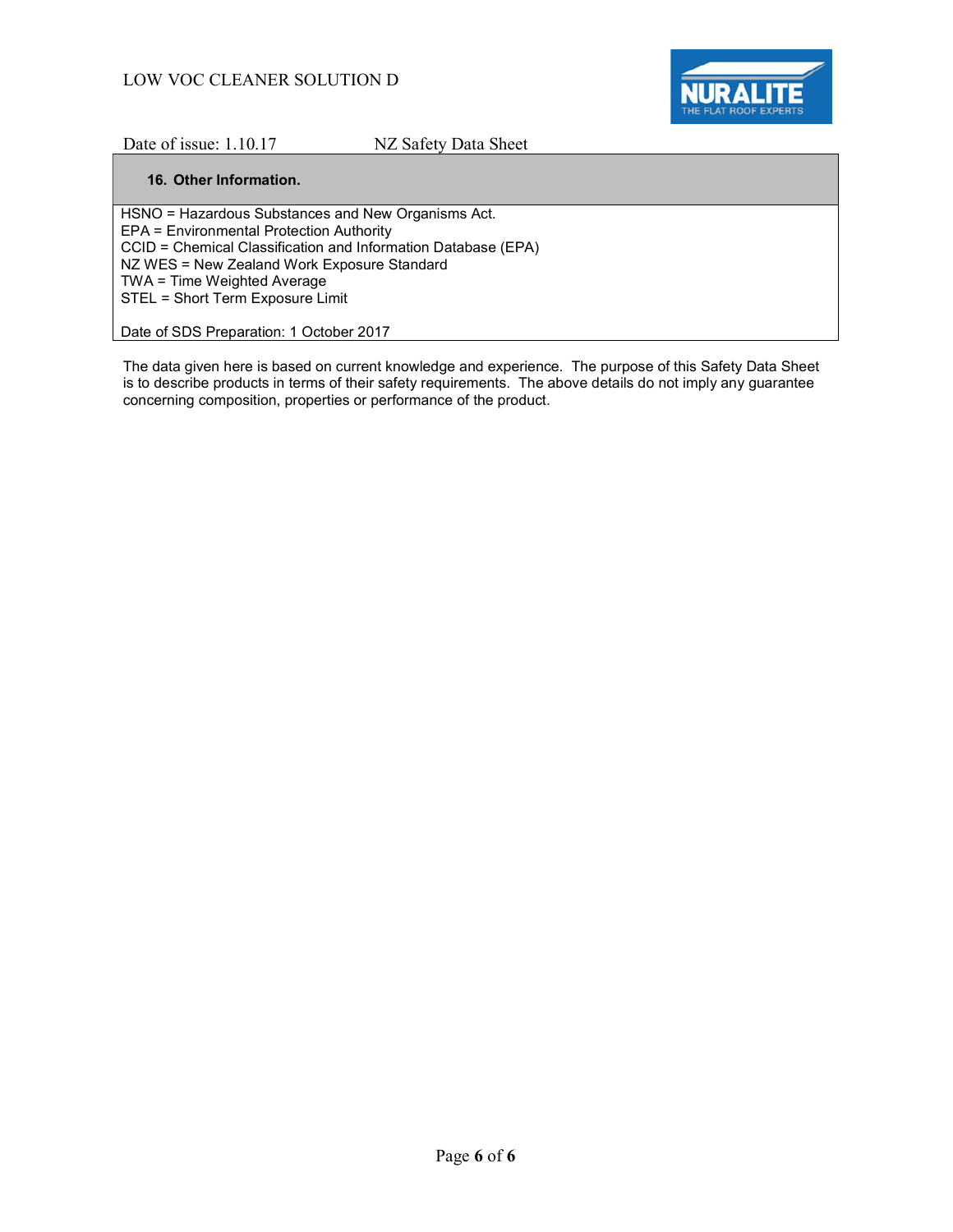## 16. Other Information.

HSNO = Hazardous Substances and New Organisms Act.
EPA = Environmental Protection Authority
CCID = Chemical Classification and Information Database (EPA)
NZ WES = New Zealand Work Exposure Standard
TWA = Time Weighted Average
STEL = Short Term Exposure Limit

Date of SDS Preparation: 1 October 2017

The data given here is based on current knowledge and experience. The purpose of this Safety Data Sheet is to describe products in terms of their safety requirements. The above details do not imply any guarantee concerning composition, properties or performance of the product.